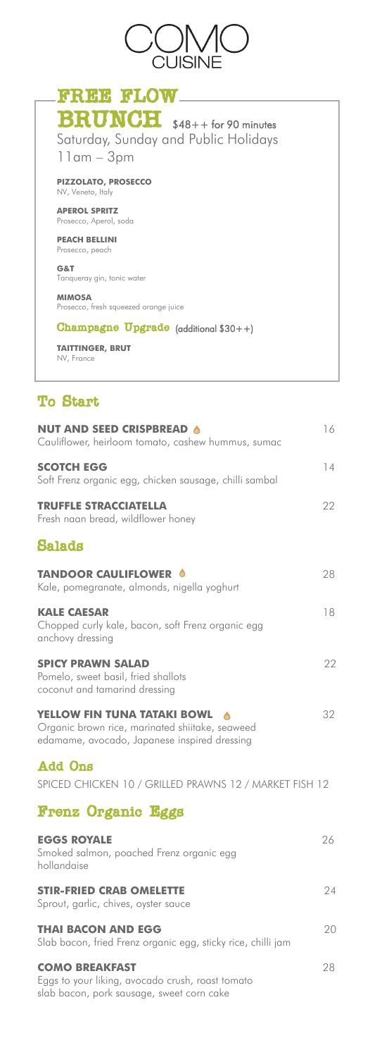# COMO CUISINE

## FREE FLOW BRUNCH

$48++ for 90 minutes
Saturday, Sunday and Public Holidays
11am – 3pm

**PIZZOLATO, PROSECCO**
NV, Veneto, Italy

**APEROL SPRITZ**
Prosecco, Aperol, soda

**PEACH BELLINI**
Prosecco, peach

**G&T**
Tanqueray gin, tonic water

**MIMOSA**
Prosecco, fresh squeezed orange juice

**Champagne Upgrade** (additional $30++)

**TAITTINGER, BRUT**
NV, France

## To Start

**NUT AND SEED CRISPBREAD** — 16
Cauliflower, heirloom tomato, cashew hummus, sumac

**SCOTCH EGG** — 14
Soft Frenz organic egg, chicken sausage, chilli sambal

**TRUFFLE STRACCIATELLA** — 22
Fresh naan bread, wildflower honey

## Salads

**TANDOOR CAULIFLOWER** — 28
Kale, pomegranate, almonds, nigella yoghurt

**KALE CAESAR** — 18
Chopped curly kale, bacon, soft Frenz organic egg
anchovy dressing

**SPICY PRAWN SALAD** — 22
Pomelo, sweet basil, fried shallots
coconut and tamarind dressing

**YELLOW FIN TUNA TATAKI BOWL** — 32
Organic brown rice, marinated shiitake, seaweed
edamame, avocado, Japanese inspired dressing

## Add Ons

SPICED CHICKEN 10 / GRILLED PRAWNS 12 / MARKET FISH 12

## Frenz Organic Eggs

**EGGS ROYALE** — 26
Smoked salmon, poached Frenz organic egg
hollandaise

**STIR-FRIED CRAB OMELETTE** — 24
Sprout, garlic, chives, oyster sauce

**THAI BACON AND EGG** — 20
Slab bacon, fried Frenz organic egg, sticky rice, chilli jam

**COMO BREAKFAST** — 28
Eggs to your liking, avocado crush, roast tomato
slab bacon, pork sausage, sweet corn cake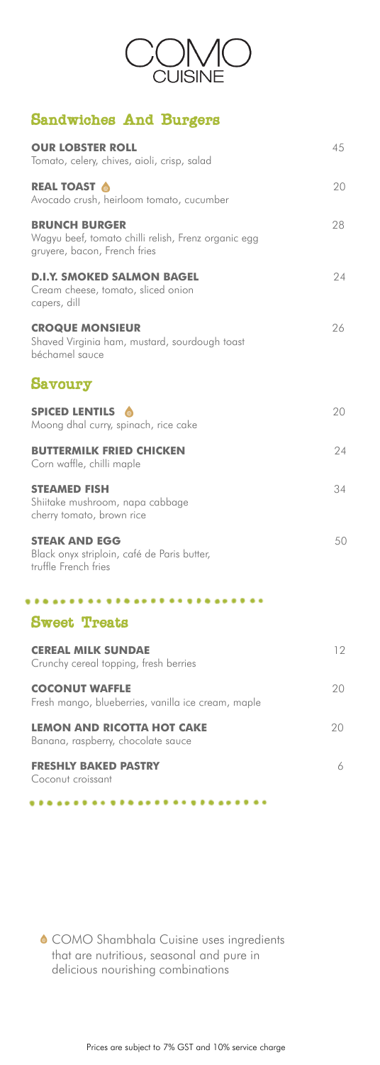# COMO CUISINE

## Sandwiches And Burgers

**OUR LOBSTER ROLL** 45
Tomato, celery, chives, aioli, crisp, salad

**REAL TOAST** 🔸 20
Avocado crush, heirloom tomato, cucumber

**BRUNCH BURGER** 28
Wagyu beef, tomato chilli relish, Frenz organic egg
gruyere, bacon, French fries

**D.I.Y. SMOKED SALMON BAGEL** 24
Cream cheese, tomato, sliced onion
capers, dill

**CROQUE MONSIEUR** 26
Shaved Virginia ham, mustard, sourdough toast
béchamel sauce

## Savoury

**SPICED LENTILS** 🔸 20
Moong dhal curry, spinach, rice cake

**BUTTERMILK FRIED CHICKEN** 24
Corn waffle, chilli maple

**STEAMED FISH** 34
Shiitake mushroom, napa cabbage
cherry tomato, brown rice

**STEAK AND EGG** 50
Black onyx striploin, café de Paris butter,
truffle French fries

## Sweet Treats

**CEREAL MILK SUNDAE** 12
Crunchy cereal topping, fresh berries

**COCONUT WAFFLE** 20
Fresh mango, blueberries, vanilla ice cream, maple

**LEMON AND RICOTTA HOT CAKE** 20
Banana, raspberry, chocolate sauce

**FRESHLY BAKED PASTRY** 6
Coconut croissant

🔸 COMO Shambhala Cuisine uses ingredients that are nutritious, seasonal and pure in delicious nourishing combinations

Prices are subject to 7% GST and 10% service charge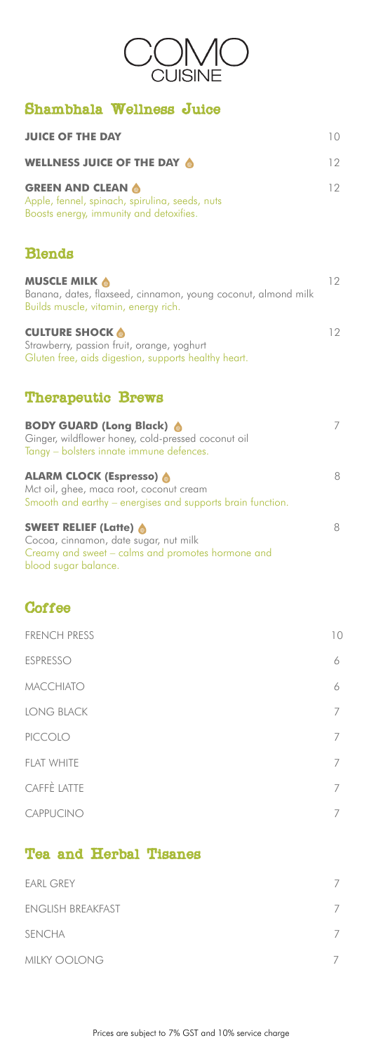# COMO CUISINE

## Shambhala Wellness Juice

**JUICE OF THE DAY** 10

**WELLNESS JUICE OF THE DAY** 12

**GREEN AND CLEAN** 12
Apple, fennel, spinach, spirulina, seeds, nuts
Boosts energy, immunity and detoxifies.

## Blends

**MUSCLE MILK** 12
Banana, dates, flaxseed, cinnamon, young coconut, almond milk
Builds muscle, vitamin, energy rich.

**CULTURE SHOCK** 12
Strawberry, passion fruit, orange, yoghurt
Gluten free, aids digestion, supports healthy heart.

## Therapeutic Brews

**BODY GUARD (Long Black)** 7
Ginger, wildflower honey, cold-pressed coconut oil
Tangy – bolsters innate immune defences.

**ALARM CLOCK (Espresso)** 8
Mct oil, ghee, maca root, coconut cream
Smooth and earthy – energises and supports brain function.

**SWEET RELIEF (Latte)** 8
Cocoa, cinnamon, date sugar, nut milk
Creamy and sweet – calms and promotes hormone and blood sugar balance.

## Coffee

| | |
|---|---|
| FRENCH PRESS | 10 |
| ESPRESSO | 6 |
| MACCHIATO | 6 |
| LONG BLACK | 7 |
| PICCOLO | 7 |
| FLAT WHITE | 7 |
| CAFFÈ LATTE | 7 |
| CAPPUCINO | 7 |

## Tea and Herbal Tisanes

| | |
|---|---|
| EARL GREY | 7 |
| ENGLISH BREAKFAST | 7 |
| SENCHA | 7 |
| MILKY OOLONG | 7 |

Prices are subject to 7% GST and 10% service charge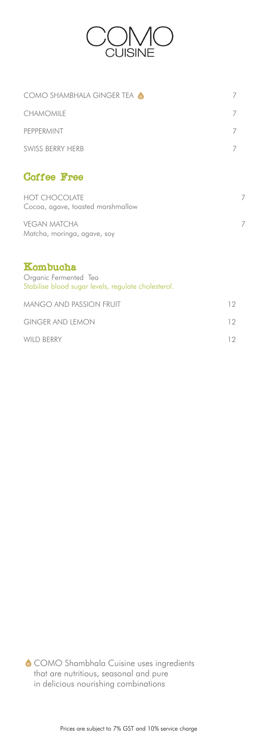# COMO CUISINE

| | |
|---|---|
| COMO SHAMBHALA GINGER TEA 🔸 | 7 |
| CHAMOMILE | 7 |
| PEPPERMINT | 7 |
| SWISS BERRY HERB | 7 |

## Coffee Free

| | |
|---|---|
| HOT CHOCOLATE<br>Cocoa, agave, toasted marshmallow | 7 |
| VEGAN MATCHA<br>Matcha, moringa, agave, soy | 7 |

## Kombucha

Organic Fermented Tea
Stabilise blood sugar levels, regulate cholesterol.

| | |
|---|---|
| MANGO AND PASSION FRUIT | 12 |
| GINGER AND LEMON | 12 |
| WILD BERRY | 12 |

🔸 COMO Shambhala Cuisine uses ingredients that are nutritious, seasonal and pure in delicious nourishing combinations

Prices are subject to 7% GST and 10% service charge